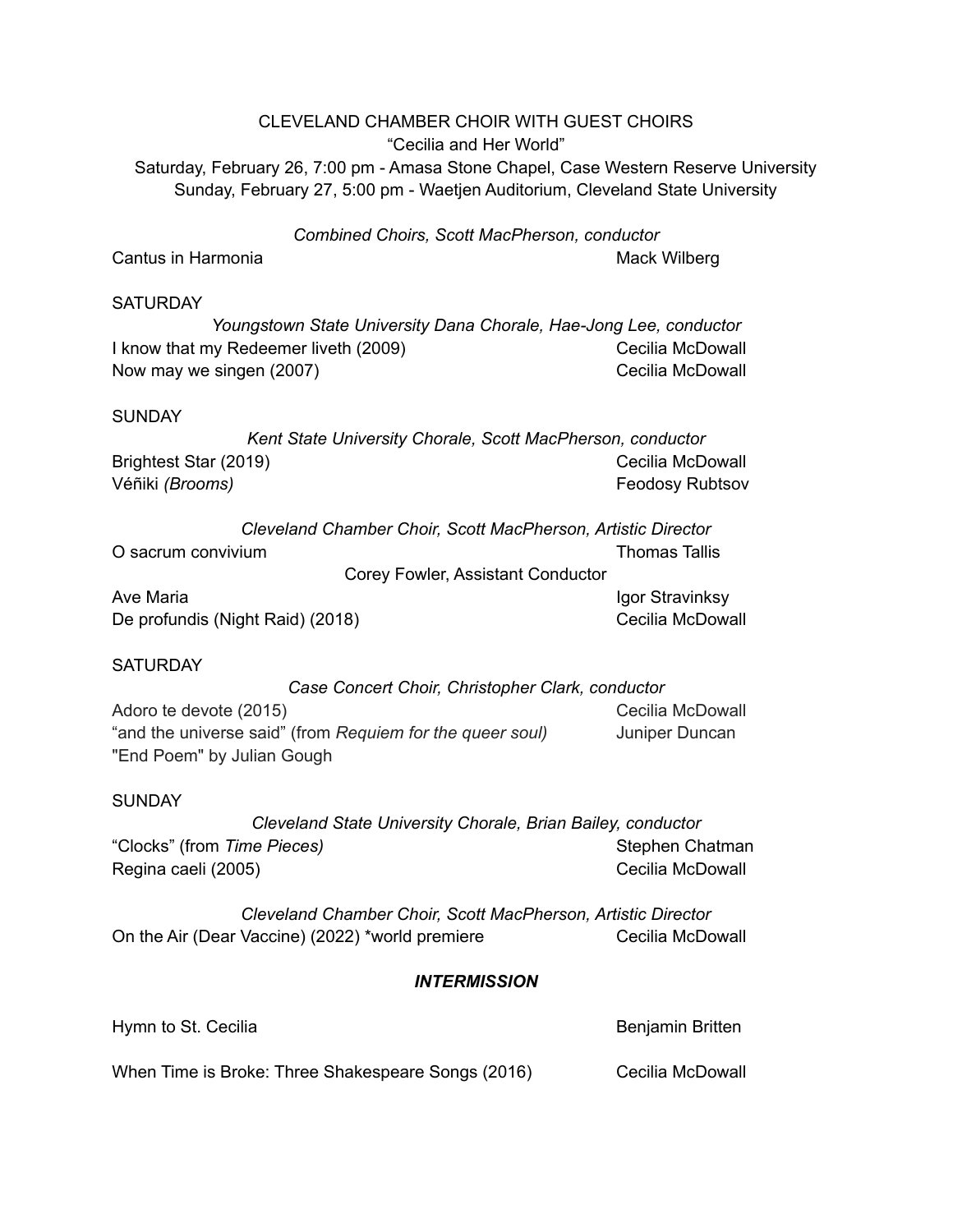CLEVELAND CHAMBER CHOIR WITH GUEST CHOIRS

"Cecilia and Her World"

Saturday, February 26, 7:00 pm - Amasa Stone Chapel, Case Western Reserve University

Sunday, February 27, 5:00 pm - Waetjen Auditorium, Cleveland State University

*Combined Choirs, Scott MacPherson, conductor*

Cantus in Harmonia — Mack Wilberg

SATURDAY

*Youngstown State University Dana Chorale, Hae-Jong Lee, conductor*

I know that my Redeemer liveth (2009) — Cecilia McDowall

Now may we singen (2007) — Cecilia McDowall

SUNDAY

*Kent State University Chorale, Scott MacPherson, conductor*

Brightest Star (2019) — Cecilia McDowall

Véñiki *(Brooms)* — Feodosy Rubtsov

*Cleveland Chamber Choir, Scott MacPherson, Artistic Director*

O sacrum convivium — Thomas Tallis

Corey Fowler, Assistant Conductor

Ave Maria — Igor Stravinksy

De profundis (Night Raid) (2018) — Cecilia McDowall

SATURDAY

*Case Concert Choir, Christopher Clark, conductor*

Adoro te devote (2015) — Cecilia McDowall

"and the universe said" (from *Requiem for the queer soul)* — Juniper Duncan

"End Poem" by Julian Gough

SUNDAY

*Cleveland State University Chorale, Brian Bailey, conductor*

"Clocks" (from *Time Pieces)* — Stephen Chatman

Regina caeli (2005) — Cecilia McDowall

*Cleveland Chamber Choir, Scott MacPherson, Artistic Director*

On the Air (Dear Vaccine) (2022) *world premiere — Cecilia McDowall

***INTERMISSION***

Hymn to St. Cecilia — Benjamin Britten

When Time is Broke: Three Shakespeare Songs (2016) — Cecilia McDowall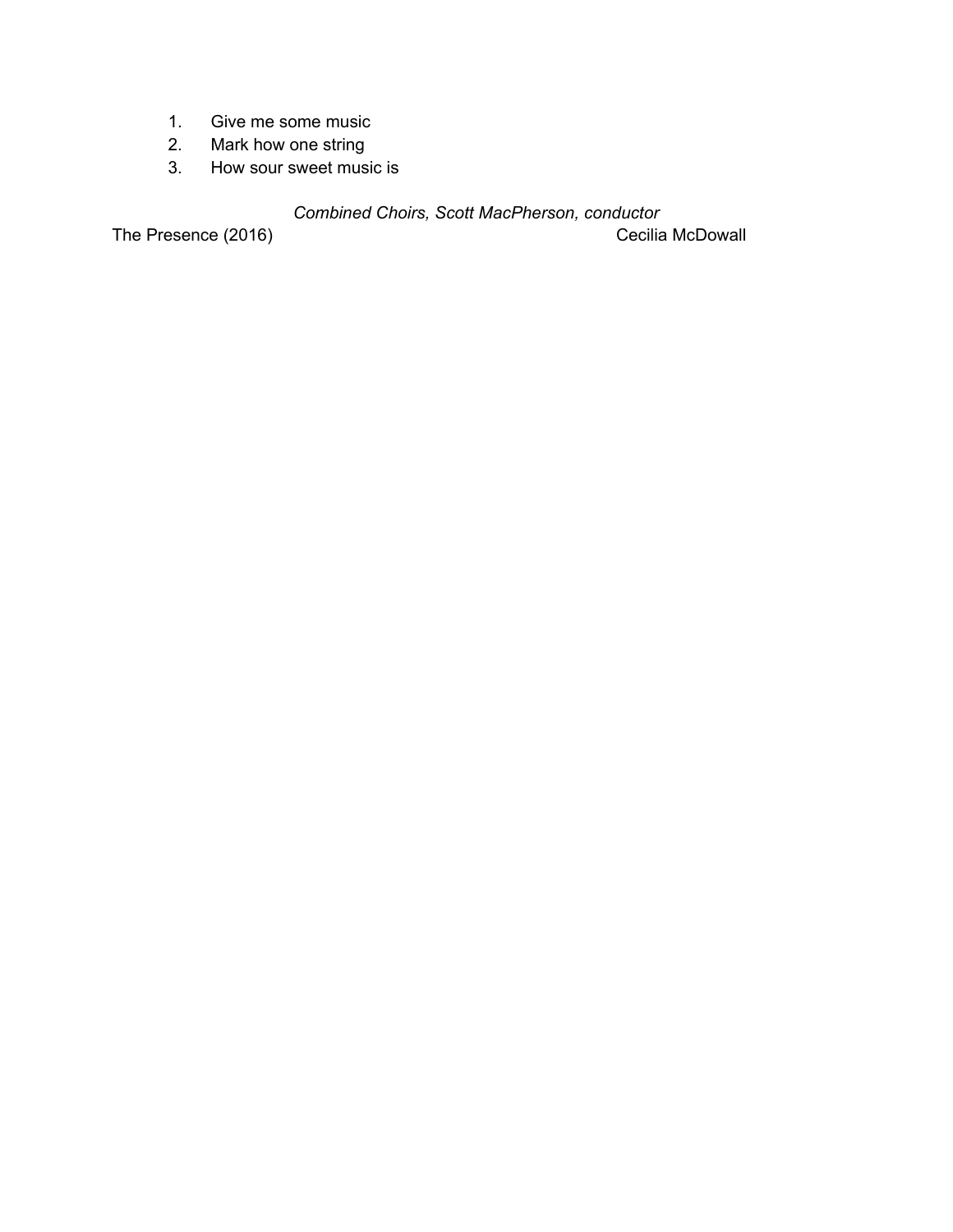1. Give me some music
2. Mark how one string
3. How sour sweet music is

*Combined Choirs, Scott MacPherson, conductor*

The Presence (2016) Cecilia McDowall